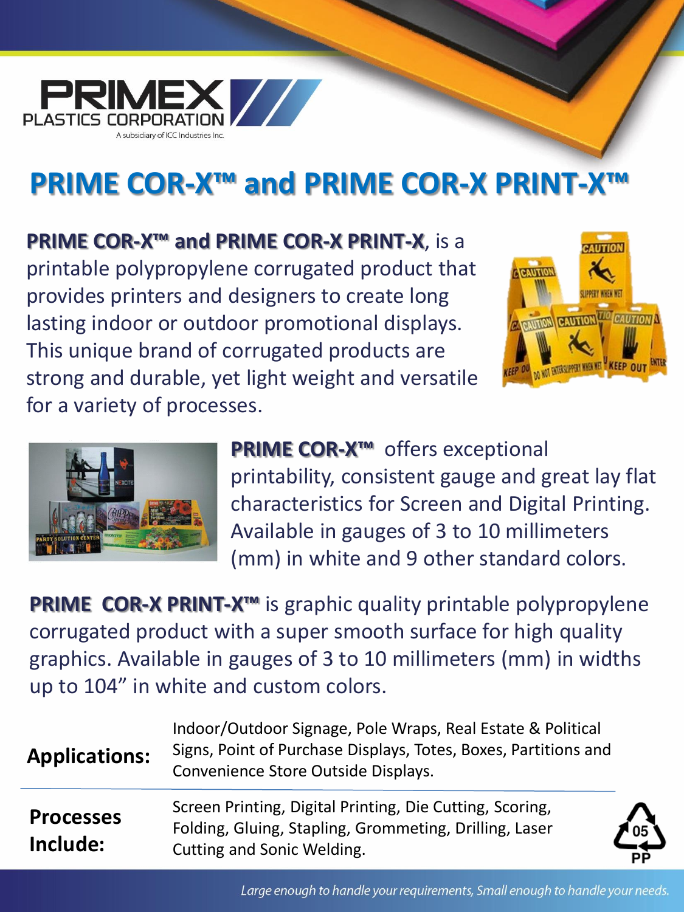PRIMEX PLASTICS CORPORATION

A subsidiary of ICC Industries Inc.

# PRIME COR-X™ and PRIME COR-X PRINT-X™

**PRIME COR-X™ and PRIME COR-X PRINT-X**, is a printable polypropylene corrugated product that provides printers and designers to create long lasting indoor or outdoor promotional displays. This unique brand of corrugated products are strong and durable, yet light weight and versatile for a variety of processes.

**PRIME COR-X™** offers exceptional printability, consistent gauge and great lay flat characteristics for Screen and Digital Printing. Available in gauges of 3 to 10 millimeters (mm) in white and 9 other standard colors.

**PRIME COR-X PRINT-X™** is graphic quality printable polypropylene corrugated product with a super smooth surface for high quality graphics. Available in gauges of 3 to 10 millimeters (mm) in widths up to 104" in white and custom colors.

| | |
|---|---|
| **Applications:** | Indoor/Outdoor Signage, Pole Wraps, Real Estate & Political Signs, Point of Purchase Displays, Totes, Boxes, Partitions and Convenience Store Outside Displays. |
| **Processes Include:** | Screen Printing, Digital Printing, Die Cutting, Scoring, Folding, Gluing, Stapling, Grommeting, Drilling, Laser Cutting and Sonic Welding. |

05 PP

*Large enough to handle your requirements, Small enough to handle your needs.*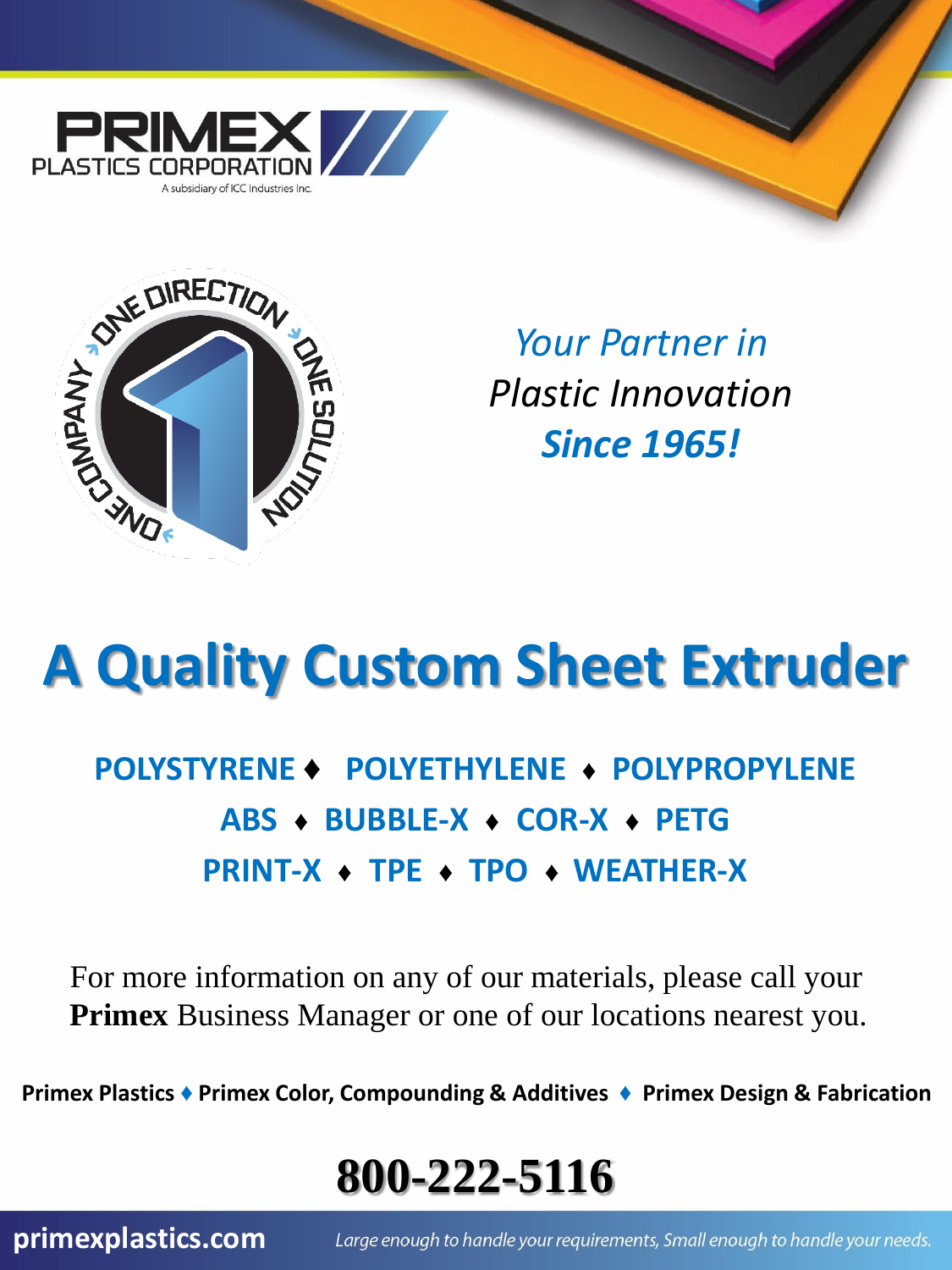**PRIMEX**
PLASTICS CORPORATION
A subsidiary of ICC Industries Inc.

ONE DIRECTION • ONE SOLUTION • ONE COMPANY

*Your Partner in*
*Plastic Innovation*
***Since 1965!***

# A Quality Custom Sheet Extruder

**POLYSTYRENE ♦ POLYETHYLENE ♦ POLYPROPYLENE**
**ABS ♦ BUBBLE-X ♦ COR-X ♦ PETG**
**PRINT-X ♦ TPE ♦ TPO ♦ WEATHER-X**

For more information on any of our materials, please call your **Primex** Business Manager or one of our locations nearest you.

**Primex Plastics ♦ Primex Color, Compounding & Additives ♦ Primex Design & Fabrication**

## 800-222-5116

**primexplastics.com**

*Large enough to handle your requirements, Small enough to handle your needs.*